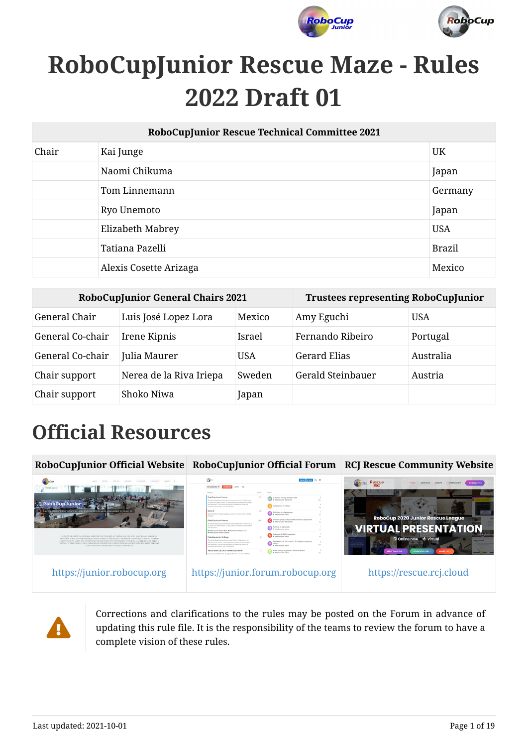# RoboCupJunior Rescue Maze - Rules 2022 Draft 01

| RoboCupJunior Rescue Technical Committee 2021 | | |
|---|---|---|
| Chair | Kai Junge | UK |
| | Naomi Chikuma | Japan |
| | Tom Linnemann | Germany |
| | Ryo Unemoto | Japan |
| | Elizabeth Mabrey | USA |
| | Tatiana Pazelli | Brazil |
| | Alexis Cosette Arizaga | Mexico |

| RoboCupJunior General Chairs 2021 | | | Trustees representing RoboCupJunior | |
|---|---|---|---|---|
| General Chair | Luis José Lopez Lora | Mexico | Amy Eguchi | USA |
| General Co-chair | Irene Kipnis | Israel | Fernando Ribeiro | Portugal |
| General Co-chair | Julia Maurer | USA | Gerard Elias | Australia |
| Chair support | Nerea de la Riva Iriepa | Sweden | Gerald Steinbauer | Austria |
| Chair support | Shoko Niwa | Japan | | |

# Official Resources

| RoboCupJunior Official Website | RoboCupJunior Official Forum | RCJ Rescue Community Website |
|---|---|---|
| https://junior.robocup.org | https://junior.forum.robocup.org | https://rescue.rcj.cloud |

Corrections and clarifications to the rules may be posted on the Forum in advance of updating this rule file. It is the responsibility of the teams to review the forum to have a complete vision of these rules.

Last updated: 2021-10-01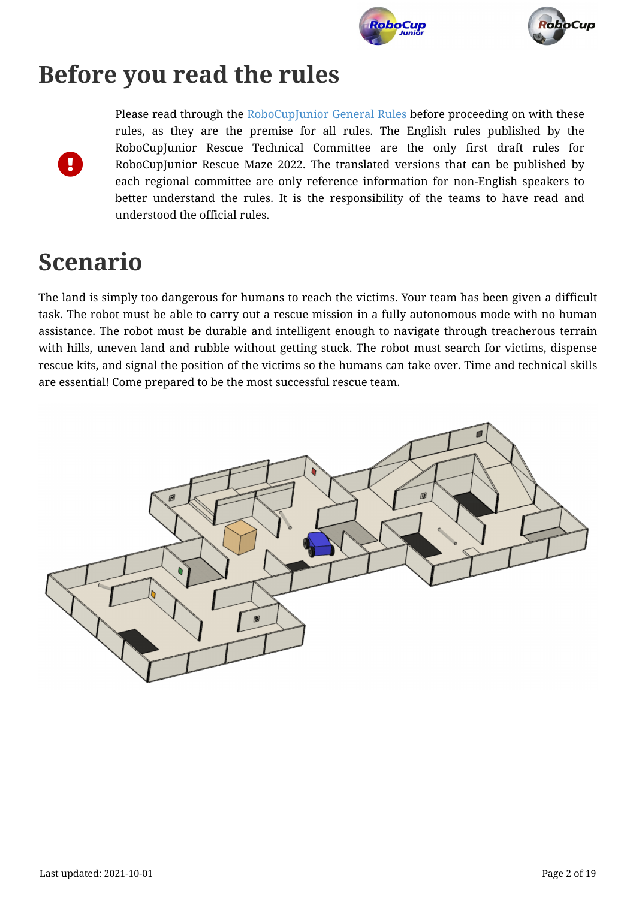# Before you read the rules

Please read through the RoboCupJunior General Rules before proceeding on with these rules, as they are the premise for all rules. The English rules published by the RoboCupJunior Rescue Technical Committee are the only first draft rules for RoboCupJunior Rescue Maze 2022. The translated versions that can be published by each regional committee are only reference information for non-English speakers to better understand the rules. It is the responsibility of the teams to have read and understood the official rules.

# Scenario

The land is simply too dangerous for humans to reach the victims. Your team has been given a difficult task. The robot must be able to carry out a rescue mission in a fully autonomous mode with no human assistance. The robot must be durable and intelligent enough to navigate through treacherous terrain with hills, uneven land and rubble without getting stuck. The robot must search for victims, dispense rescue kits, and signal the position of the victims so the humans can take over. Time and technical skills are essential! Come prepared to be the most successful rescue team.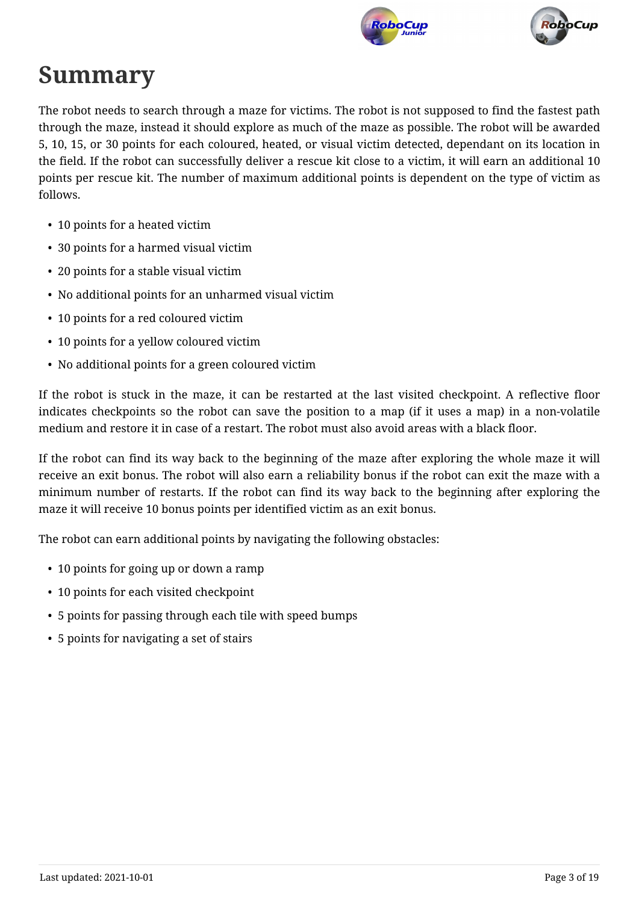# Summary

The robot needs to search through a maze for victims. The robot is not supposed to find the fastest path through the maze, instead it should explore as much of the maze as possible. The robot will be awarded 5, 10, 15, or 30 points for each coloured, heated, or visual victim detected, dependant on its location in the field. If the robot can successfully deliver a rescue kit close to a victim, it will earn an additional 10 points per rescue kit. The number of maximum additional points is dependent on the type of victim as follows.

- 10 points for a heated victim
- 30 points for a harmed visual victim
- 20 points for a stable visual victim
- No additional points for an unharmed visual victim
- 10 points for a red coloured victim
- 10 points for a yellow coloured victim
- No additional points for a green coloured victim

If the robot is stuck in the maze, it can be restarted at the last visited checkpoint. A reflective floor indicates checkpoints so the robot can save the position to a map (if it uses a map) in a non-volatile medium and restore it in case of a restart. The robot must also avoid areas with a black floor.

If the robot can find its way back to the beginning of the maze after exploring the whole maze it will receive an exit bonus. The robot will also earn a reliability bonus if the robot can exit the maze with a minimum number of restarts. If the robot can find its way back to the beginning after exploring the maze it will receive 10 bonus points per identified victim as an exit bonus.

The robot can earn additional points by navigating the following obstacles:

- 10 points for going up or down a ramp
- 10 points for each visited checkpoint
- 5 points for passing through each tile with speed bumps
- 5 points for navigating a set of stairs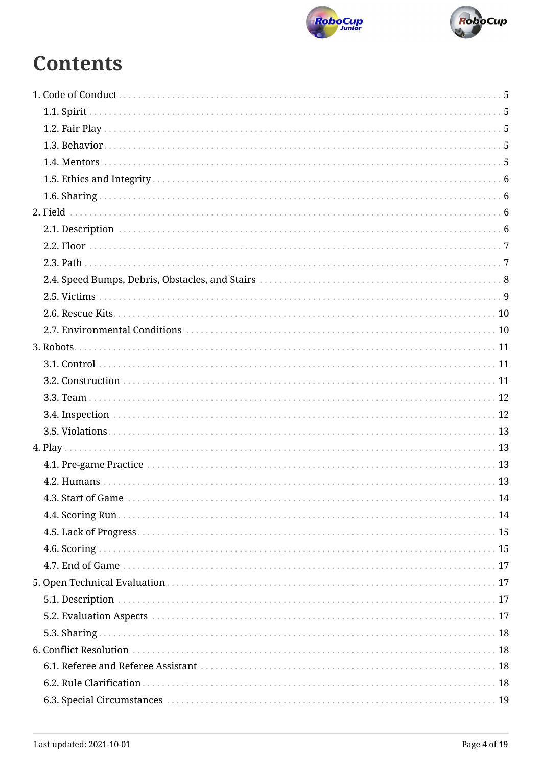# Contents

- 1. Code of Conduct ... 5
  - 1.1. Spirit ... 5
  - 1.2. Fair Play ... 5
  - 1.3. Behavior ... 5
  - 1.4. Mentors ... 5
  - 1.5. Ethics and Integrity ... 6
  - 1.6. Sharing ... 6
- 2. Field ... 6
  - 2.1. Description ... 6
  - 2.2. Floor ... 7
  - 2.3. Path ... 7
  - 2.4. Speed Bumps, Debris, Obstacles, and Stairs ... 8
  - 2.5. Victims ... 9
  - 2.6. Rescue Kits ... 10
  - 2.7. Environmental Conditions ... 10
- 3. Robots ... 11
  - 3.1. Control ... 11
  - 3.2. Construction ... 11
  - 3.3. Team ... 12
  - 3.4. Inspection ... 12
  - 3.5. Violations ... 13
- 4. Play ... 13
  - 4.1. Pre-game Practice ... 13
  - 4.2. Humans ... 13
  - 4.3. Start of Game ... 14
  - 4.4. Scoring Run ... 14
  - 4.5. Lack of Progress ... 15
  - 4.6. Scoring ... 15
  - 4.7. End of Game ... 17
- 5. Open Technical Evaluation ... 17
  - 5.1. Description ... 17
  - 5.2. Evaluation Aspects ... 17
  - 5.3. Sharing ... 18
- 6. Conflict Resolution ... 18
  - 6.1. Referee and Referee Assistant ... 18
  - 6.2. Rule Clarification ... 18
  - 6.3. Special Circumstances ... 19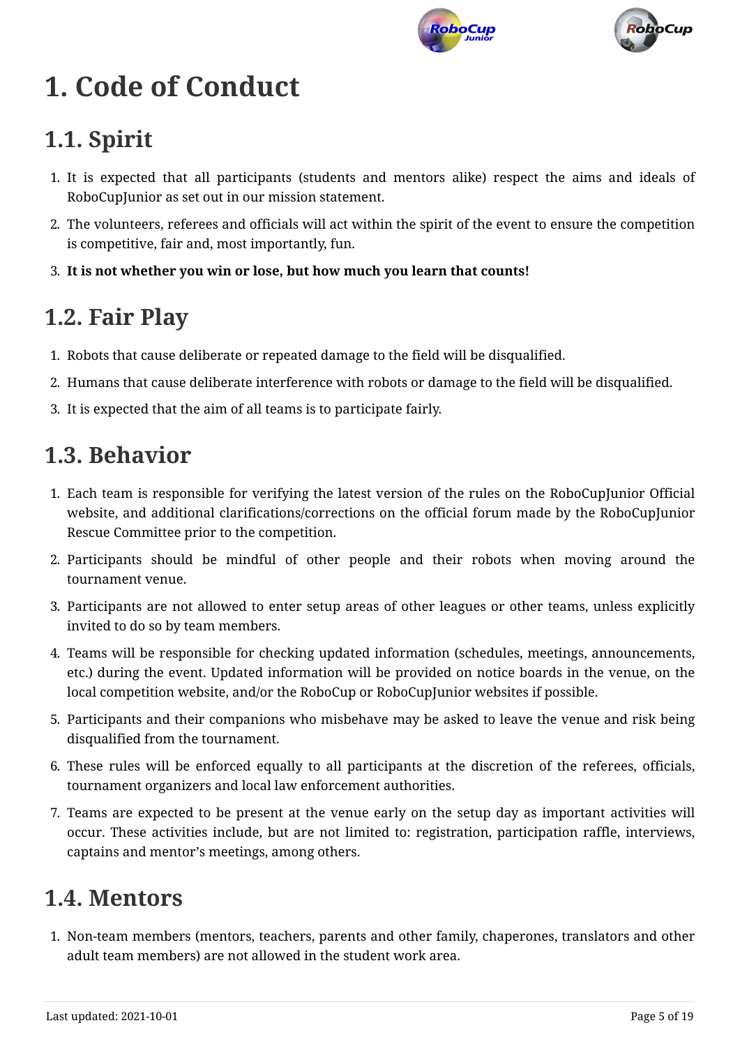# 1. Code of Conduct

## 1.1. Spirit

1. It is expected that all participants (students and mentors alike) respect the aims and ideals of RoboCupJunior as set out in our mission statement.
2. The volunteers, referees and officials will act within the spirit of the event to ensure the competition is competitive, fair and, most importantly, fun.
3. **It is not whether you win or lose, but how much you learn that counts!**

## 1.2. Fair Play

1. Robots that cause deliberate or repeated damage to the field will be disqualified.
2. Humans that cause deliberate interference with robots or damage to the field will be disqualified.
3. It is expected that the aim of all teams is to participate fairly.

## 1.3. Behavior

1. Each team is responsible for verifying the latest version of the rules on the RoboCupJunior Official website, and additional clarifications/corrections on the official forum made by the RoboCupJunior Rescue Committee prior to the competition.
2. Participants should be mindful of other people and their robots when moving around the tournament venue.
3. Participants are not allowed to enter setup areas of other leagues or other teams, unless explicitly invited to do so by team members.
4. Teams will be responsible for checking updated information (schedules, meetings, announcements, etc.) during the event. Updated information will be provided on notice boards in the venue, on the local competition website, and/or the RoboCup or RoboCupJunior websites if possible.
5. Participants and their companions who misbehave may be asked to leave the venue and risk being disqualified from the tournament.
6. These rules will be enforced equally to all participants at the discretion of the referees, officials, tournament organizers and local law enforcement authorities.
7. Teams are expected to be present at the venue early on the setup day as important activities will occur. These activities include, but are not limited to: registration, participation raffle, interviews, captains and mentor's meetings, among others.

## 1.4. Mentors

1. Non-team members (mentors, teachers, parents and other family, chaperones, translators and other adult team members) are not allowed in the student work area.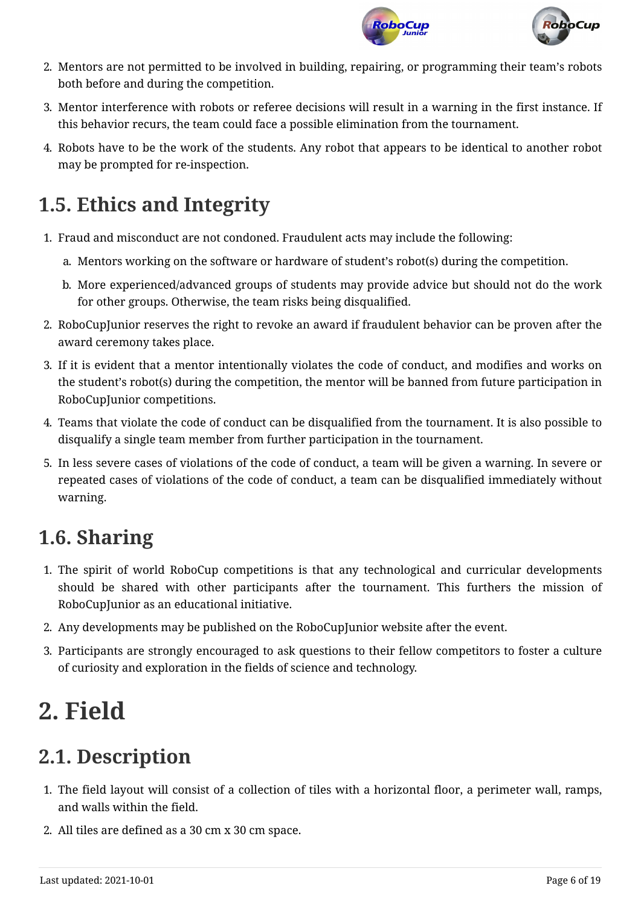2. Mentors are not permitted to be involved in building, repairing, or programming their team's robots both before and during the competition.
3. Mentor interference with robots or referee decisions will result in a warning in the first instance. If this behavior recurs, the team could face a possible elimination from the tournament.
4. Robots have to be the work of the students. Any robot that appears to be identical to another robot may be prompted for re-inspection.

## 1.5. Ethics and Integrity

1. Fraud and misconduct are not condoned. Fraudulent acts may include the following:
   a. Mentors working on the software or hardware of student's robot(s) during the competition.
   b. More experienced/advanced groups of students may provide advice but should not do the work for other groups. Otherwise, the team risks being disqualified.
2. RoboCupJunior reserves the right to revoke an award if fraudulent behavior can be proven after the award ceremony takes place.
3. If it is evident that a mentor intentionally violates the code of conduct, and modifies and works on the student's robot(s) during the competition, the mentor will be banned from future participation in RoboCupJunior competitions.
4. Teams that violate the code of conduct can be disqualified from the tournament. It is also possible to disqualify a single team member from further participation in the tournament.
5. In less severe cases of violations of the code of conduct, a team will be given a warning. In severe or repeated cases of violations of the code of conduct, a team can be disqualified immediately without warning.

## 1.6. Sharing

1. The spirit of world RoboCup competitions is that any technological and curricular developments should be shared with other participants after the tournament. This furthers the mission of RoboCupJunior as an educational initiative.
2. Any developments may be published on the RoboCupJunior website after the event.
3. Participants are strongly encouraged to ask questions to their fellow competitors to foster a culture of curiosity and exploration in the fields of science and technology.

# 2. Field

## 2.1. Description

1. The field layout will consist of a collection of tiles with a horizontal floor, a perimeter wall, ramps, and walls within the field.
2. All tiles are defined as a 30 cm x 30 cm space.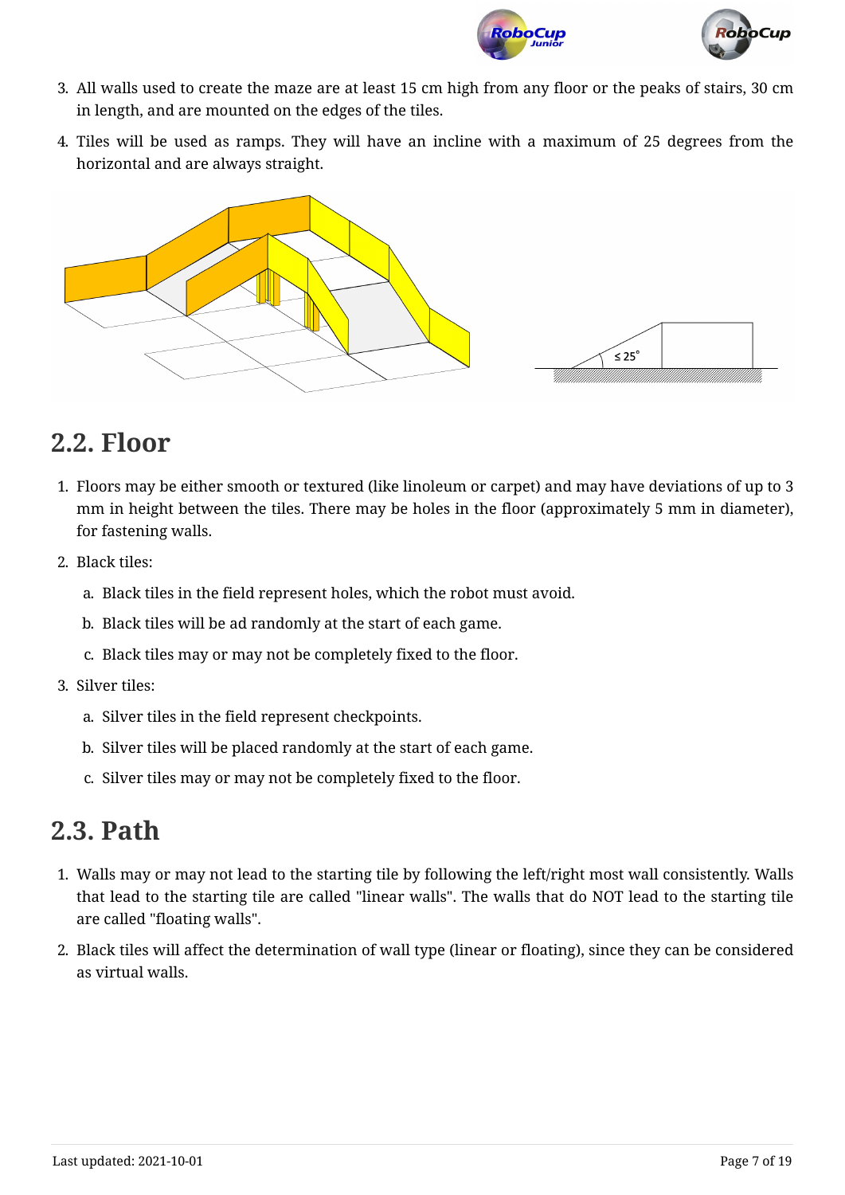3. All walls used to create the maze are at least 15 cm high from any floor or the peaks of stairs, 30 cm in length, and are mounted on the edges of the tiles.
4. Tiles will be used as ramps. They will have an incline with a maximum of 25 degrees from the horizontal and are always straight.

## 2.2. Floor

1. Floors may be either smooth or textured (like linoleum or carpet) and may have deviations of up to 3 mm in height between the tiles. There may be holes in the floor (approximately 5 mm in diameter), for fastening walls.
2. Black tiles:
    a. Black tiles in the field represent holes, which the robot must avoid.
    b. Black tiles will be ad randomly at the start of each game.
    c. Black tiles may or may not be completely fixed to the floor.
3. Silver tiles:
    a. Silver tiles in the field represent checkpoints.
    b. Silver tiles will be placed randomly at the start of each game.
    c. Silver tiles may or may not be completely fixed to the floor.

## 2.3. Path

1. Walls may or may not lead to the starting tile by following the left/right most wall consistently. Walls that lead to the starting tile are called "linear walls". The walls that do NOT lead to the starting tile are called "floating walls".
2. Black tiles will affect the determination of wall type (linear or floating), since they can be considered as virtual walls.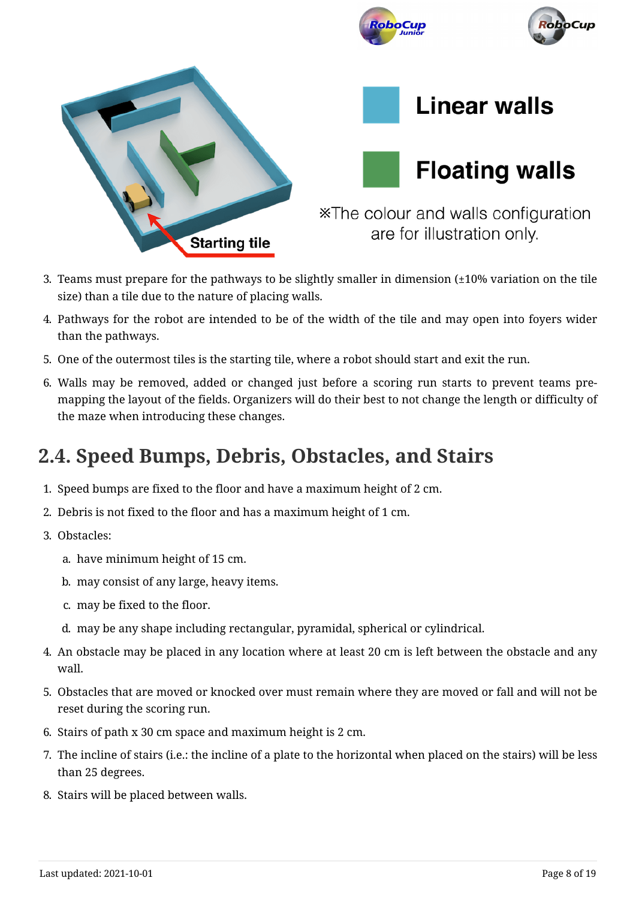Linear walls

Floating walls

※The colour and walls configuration are for illustration only.

Starting tile

3. Teams must prepare for the pathways to be slightly smaller in dimension (±10% variation on the tile size) than a tile due to the nature of placing walls.
4. Pathways for the robot are intended to be of the width of the tile and may open into foyers wider than the pathways.
5. One of the outermost tiles is the starting tile, where a robot should start and exit the run.
6. Walls may be removed, added or changed just before a scoring run starts to prevent teams pre-mapping the layout of the fields. Organizers will do their best to not change the length or difficulty of the maze when introducing these changes.

## 2.4. Speed Bumps, Debris, Obstacles, and Stairs

1. Speed bumps are fixed to the floor and have a maximum height of 2 cm.
2. Debris is not fixed to the floor and has a maximum height of 1 cm.
3. Obstacles:
   a. have minimum height of 15 cm.
   b. may consist of any large, heavy items.
   c. may be fixed to the floor.
   d. may be any shape including rectangular, pyramidal, spherical or cylindrical.
4. An obstacle may be placed in any location where at least 20 cm is left between the obstacle and any wall.
5. Obstacles that are moved or knocked over must remain where they are moved or fall and will not be reset during the scoring run.
6. Stairs of path x 30 cm space and maximum height is 2 cm.
7. The incline of stairs (i.e.: the incline of a plate to the horizontal when placed on the stairs) will be less than 25 degrees.
8. Stairs will be placed between walls.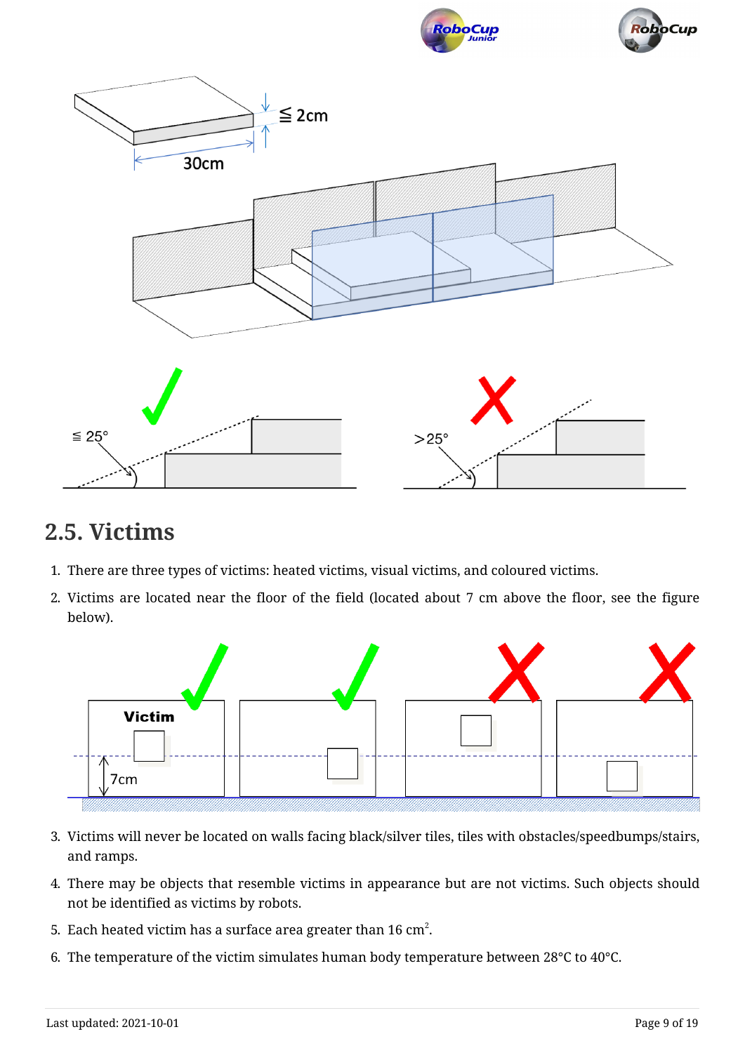## 2.5. Victims

1. There are three types of victims: heated victims, visual victims, and coloured victims.
2. Victims are located near the floor of the field (located about 7 cm above the floor, see the figure below).
3. Victims will never be located on walls facing black/silver tiles, tiles with obstacles/speedbumps/stairs, and ramps.
4. There may be objects that resemble victims in appearance but are not victims. Such objects should not be identified as victims by robots.
5. Each heated victim has a surface area greater than 16 $cm^2$.
6. The temperature of the victim simulates human body temperature between 28°C to 40°C.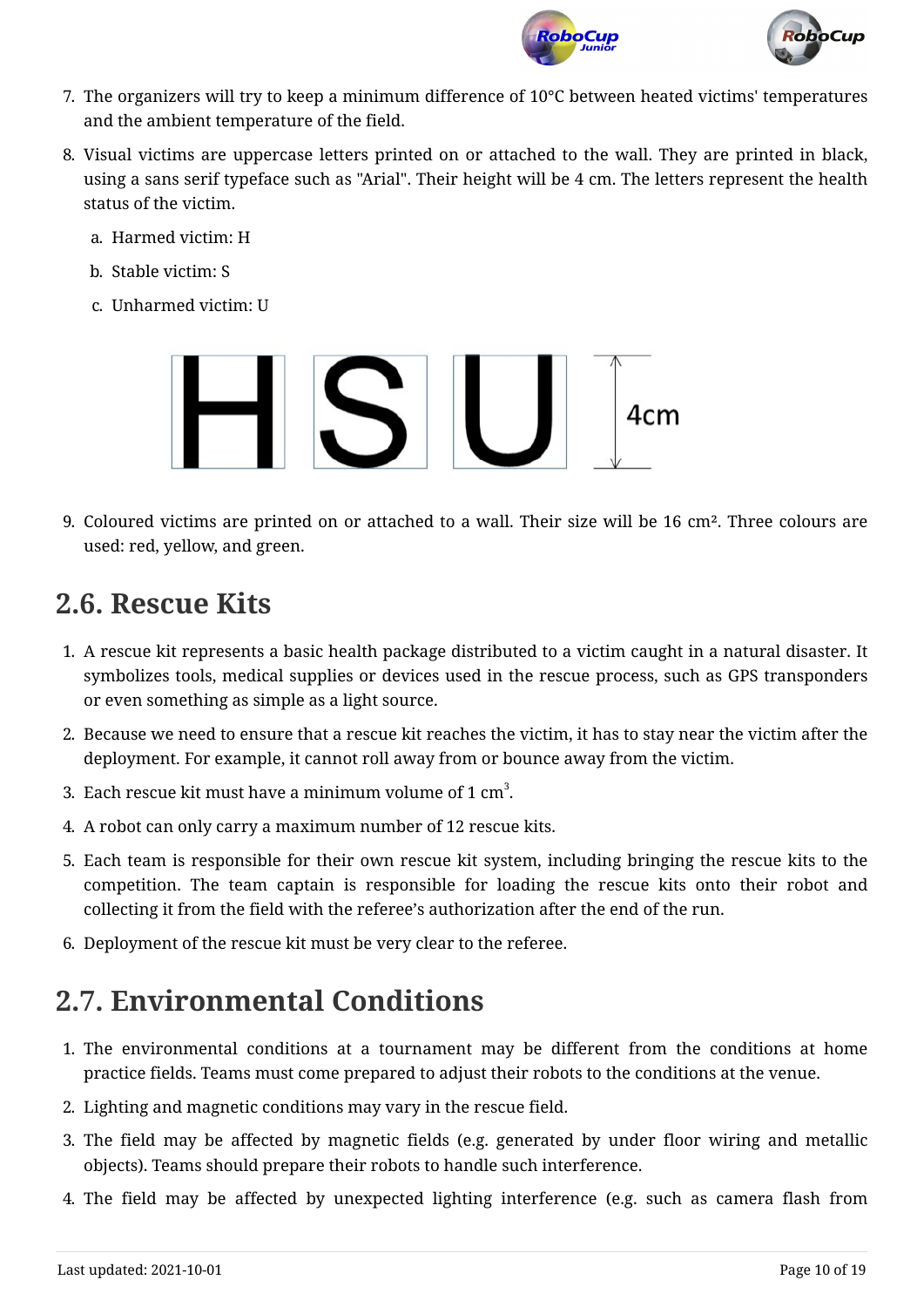7. The organizers will try to keep a minimum difference of 10°C between heated victims' temperatures and the ambient temperature of the field.
8. Visual victims are uppercase letters printed on or attached to the wall. They are printed in black, using a sans serif typeface such as "Arial". Their height will be 4 cm. The letters represent the health status of the victim.
   a. Harmed victim: H
   b. Stable victim: S
   c. Unharmed victim: U

H S U 4cm

9. Coloured victims are printed on or attached to a wall. Their size will be 16 cm². Three colours are used: red, yellow, and green.

## 2.6. Rescue Kits

1. A rescue kit represents a basic health package distributed to a victim caught in a natural disaster. It symbolizes tools, medical supplies or devices used in the rescue process, such as GPS transponders or even something as simple as a light source.
2. Because we need to ensure that a rescue kit reaches the victim, it has to stay near the victim after the deployment. For example, it cannot roll away from or bounce away from the victim.
3. Each rescue kit must have a minimum volume of 1 $cm^3$.
4. A robot can only carry a maximum number of 12 rescue kits.
5. Each team is responsible for their own rescue kit system, including bringing the rescue kits to the competition. The team captain is responsible for loading the rescue kits onto their robot and collecting it from the field with the referee's authorization after the end of the run.
6. Deployment of the rescue kit must be very clear to the referee.

## 2.7. Environmental Conditions

1. The environmental conditions at a tournament may be different from the conditions at home practice fields. Teams must come prepared to adjust their robots to the conditions at the venue.
2. Lighting and magnetic conditions may vary in the rescue field.
3. The field may be affected by magnetic fields (e.g. generated by under floor wiring and metallic objects). Teams should prepare their robots to handle such interference.
4. The field may be affected by unexpected lighting interference (e.g. such as camera flash from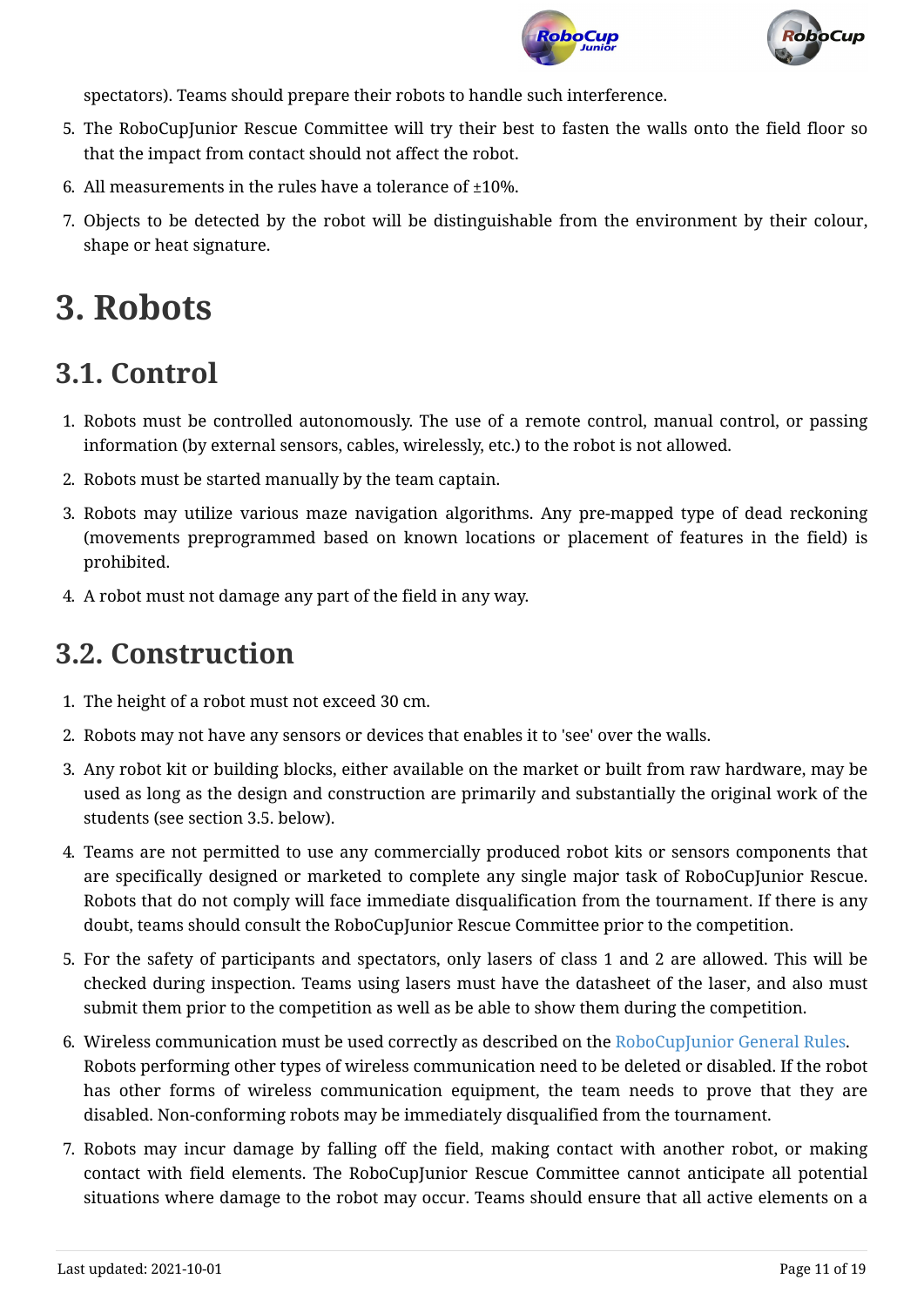spectators). Teams should prepare their robots to handle such interference.

5. The RoboCupJunior Rescue Committee will try their best to fasten the walls onto the field floor so that the impact from contact should not affect the robot.
6. All measurements in the rules have a tolerance of ±10%.
7. Objects to be detected by the robot will be distinguishable from the environment by their colour, shape or heat signature.

# 3. Robots

## 3.1. Control

1. Robots must be controlled autonomously. The use of a remote control, manual control, or passing information (by external sensors, cables, wirelessly, etc.) to the robot is not allowed.
2. Robots must be started manually by the team captain.
3. Robots may utilize various maze navigation algorithms. Any pre-mapped type of dead reckoning (movements preprogrammed based on known locations or placement of features in the field) is prohibited.
4. A robot must not damage any part of the field in any way.

## 3.2. Construction

1. The height of a robot must not exceed 30 cm.
2. Robots may not have any sensors or devices that enables it to 'see' over the walls.
3. Any robot kit or building blocks, either available on the market or built from raw hardware, may be used as long as the design and construction are primarily and substantially the original work of the students (see section 3.5. below).
4. Teams are not permitted to use any commercially produced robot kits or sensors components that are specifically designed or marketed to complete any single major task of RoboCupJunior Rescue. Robots that do not comply will face immediate disqualification from the tournament. If there is any doubt, teams should consult the RoboCupJunior Rescue Committee prior to the competition.
5. For the safety of participants and spectators, only lasers of class 1 and 2 are allowed. This will be checked during inspection. Teams using lasers must have the datasheet of the laser, and also must submit them prior to the competition as well as be able to show them during the competition.
6. Wireless communication must be used correctly as described on the RoboCupJunior General Rules. Robots performing other types of wireless communication need to be deleted or disabled. If the robot has other forms of wireless communication equipment, the team needs to prove that they are disabled. Non-conforming robots may be immediately disqualified from the tournament.
7. Robots may incur damage by falling off the field, making contact with another robot, or making contact with field elements. The RoboCupJunior Rescue Committee cannot anticipate all potential situations where damage to the robot may occur. Teams should ensure that all active elements on a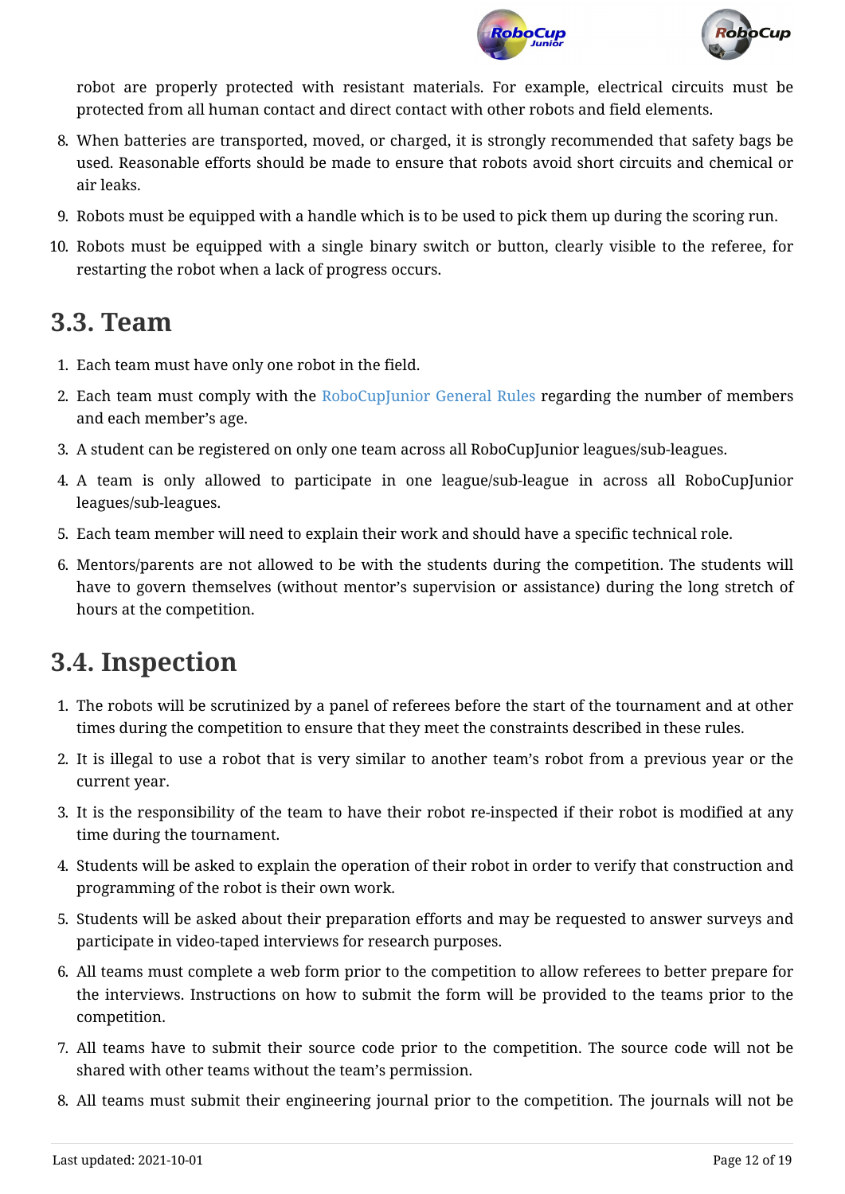robot are properly protected with resistant materials. For example, electrical circuits must be protected from all human contact and direct contact with other robots and field elements.

8. When batteries are transported, moved, or charged, it is strongly recommended that safety bags be used. Reasonable efforts should be made to ensure that robots avoid short circuits and chemical or air leaks.
9. Robots must be equipped with a handle which is to be used to pick them up during the scoring run.
10. Robots must be equipped with a single binary switch or button, clearly visible to the referee, for restarting the robot when a lack of progress occurs.

## 3.3. Team

1. Each team must have only one robot in the field.
2. Each team must comply with the RoboCupJunior General Rules regarding the number of members and each member's age.
3. A student can be registered on only one team across all RoboCupJunior leagues/sub-leagues.
4. A team is only allowed to participate in one league/sub-league in across all RoboCupJunior leagues/sub-leagues.
5. Each team member will need to explain their work and should have a specific technical role.
6. Mentors/parents are not allowed to be with the students during the competition. The students will have to govern themselves (without mentor's supervision or assistance) during the long stretch of hours at the competition.

## 3.4. Inspection

1. The robots will be scrutinized by a panel of referees before the start of the tournament and at other times during the competition to ensure that they meet the constraints described in these rules.
2. It is illegal to use a robot that is very similar to another team's robot from a previous year or the current year.
3. It is the responsibility of the team to have their robot re-inspected if their robot is modified at any time during the tournament.
4. Students will be asked to explain the operation of their robot in order to verify that construction and programming of the robot is their own work.
5. Students will be asked about their preparation efforts and may be requested to answer surveys and participate in video-taped interviews for research purposes.
6. All teams must complete a web form prior to the competition to allow referees to better prepare for the interviews. Instructions on how to submit the form will be provided to the teams prior to the competition.
7. All teams have to submit their source code prior to the competition. The source code will not be shared with other teams without the team's permission.
8. All teams must submit their engineering journal prior to the competition. The journals will not be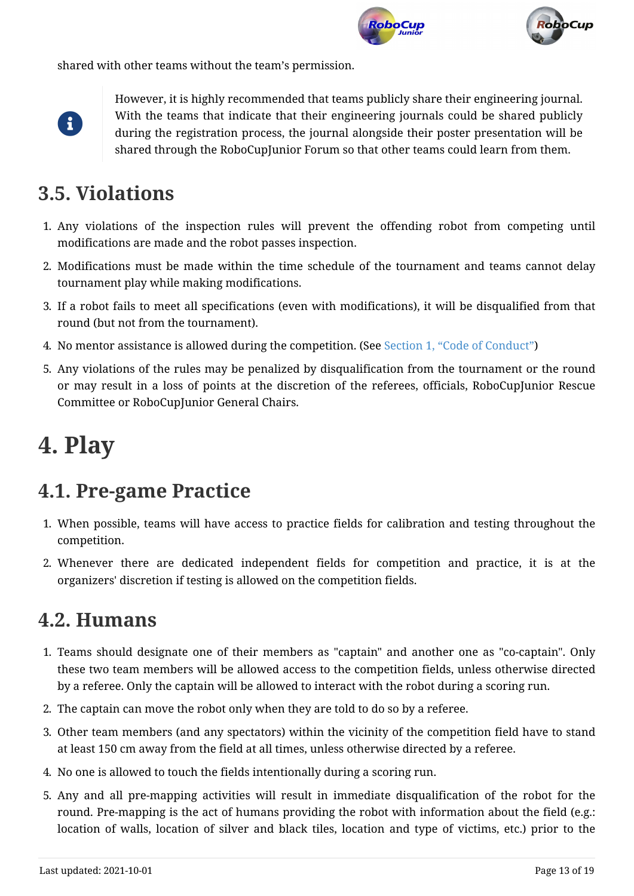shared with other teams without the team's permission.

> However, it is highly recommended that teams publicly share their engineering journal. With the teams that indicate that their engineering journals could be shared publicly during the registration process, the journal alongside their poster presentation will be shared through the RoboCupJunior Forum so that other teams could learn from them.

## 3.5. Violations

1. Any violations of the inspection rules will prevent the offending robot from competing until modifications are made and the robot passes inspection.
2. Modifications must be made within the time schedule of the tournament and teams cannot delay tournament play while making modifications.
3. If a robot fails to meet all specifications (even with modifications), it will be disqualified from that round (but not from the tournament).
4. No mentor assistance is allowed during the competition. (See Section 1, "Code of Conduct")
5. Any violations of the rules may be penalized by disqualification from the tournament or the round or may result in a loss of points at the discretion of the referees, officials, RoboCupJunior Rescue Committee or RoboCupJunior General Chairs.

# 4. Play

## 4.1. Pre-game Practice

1. When possible, teams will have access to practice fields for calibration and testing throughout the competition.
2. Whenever there are dedicated independent fields for competition and practice, it is at the organizers' discretion if testing is allowed on the competition fields.

## 4.2. Humans

1. Teams should designate one of their members as "captain" and another one as "co-captain". Only these two team members will be allowed access to the competition fields, unless otherwise directed by a referee. Only the captain will be allowed to interact with the robot during a scoring run.
2. The captain can move the robot only when they are told to do so by a referee.
3. Other team members (and any spectators) within the vicinity of the competition field have to stand at least 150 cm away from the field at all times, unless otherwise directed by a referee.
4. No one is allowed to touch the fields intentionally during a scoring run.
5. Any and all pre-mapping activities will result in immediate disqualification of the robot for the round. Pre-mapping is the act of humans providing the robot with information about the field (e.g.: location of walls, location of silver and black tiles, location and type of victims, etc.) prior to the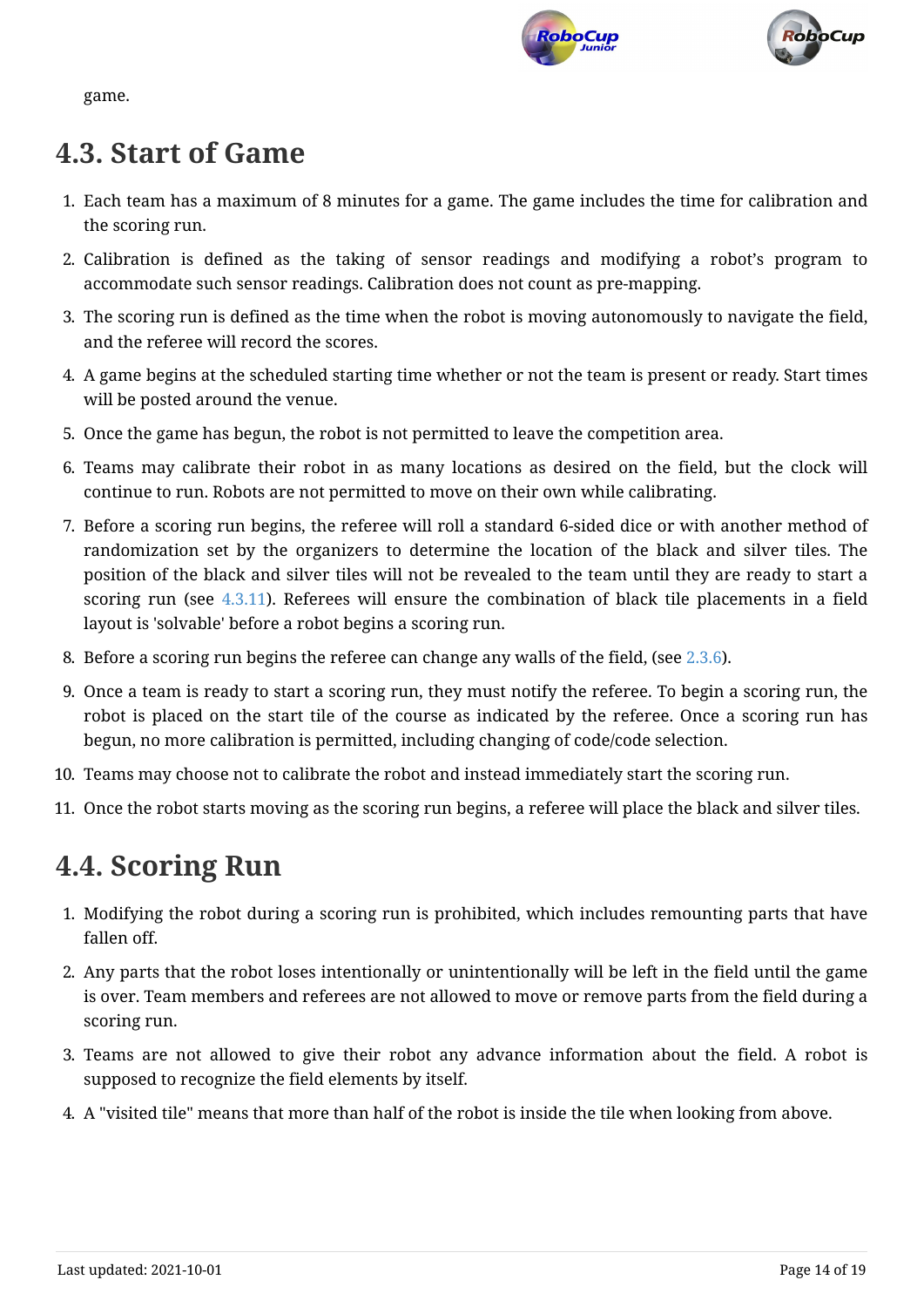game.

## 4.3. Start of Game

1. Each team has a maximum of 8 minutes for a game. The game includes the time for calibration and the scoring run.
2. Calibration is defined as the taking of sensor readings and modifying a robot's program to accommodate such sensor readings. Calibration does not count as pre-mapping.
3. The scoring run is defined as the time when the robot is moving autonomously to navigate the field, and the referee will record the scores.
4. A game begins at the scheduled starting time whether or not the team is present or ready. Start times will be posted around the venue.
5. Once the game has begun, the robot is not permitted to leave the competition area.
6. Teams may calibrate their robot in as many locations as desired on the field, but the clock will continue to run. Robots are not permitted to move on their own while calibrating.
7. Before a scoring run begins, the referee will roll a standard 6-sided dice or with another method of randomization set by the organizers to determine the location of the black and silver tiles. The position of the black and silver tiles will not be revealed to the team until they are ready to start a scoring run (see 4.3.11). Referees will ensure the combination of black tile placements in a field layout is 'solvable' before a robot begins a scoring run.
8. Before a scoring run begins the referee can change any walls of the field, (see 2.3.6).
9. Once a team is ready to start a scoring run, they must notify the referee. To begin a scoring run, the robot is placed on the start tile of the course as indicated by the referee. Once a scoring run has begun, no more calibration is permitted, including changing of code/code selection.
10. Teams may choose not to calibrate the robot and instead immediately start the scoring run.
11. Once the robot starts moving as the scoring run begins, a referee will place the black and silver tiles.

## 4.4. Scoring Run

1. Modifying the robot during a scoring run is prohibited, which includes remounting parts that have fallen off.
2. Any parts that the robot loses intentionally or unintentionally will be left in the field until the game is over. Team members and referees are not allowed to move or remove parts from the field during a scoring run.
3. Teams are not allowed to give their robot any advance information about the field. A robot is supposed to recognize the field elements by itself.
4. A "visited tile" means that more than half of the robot is inside the tile when looking from above.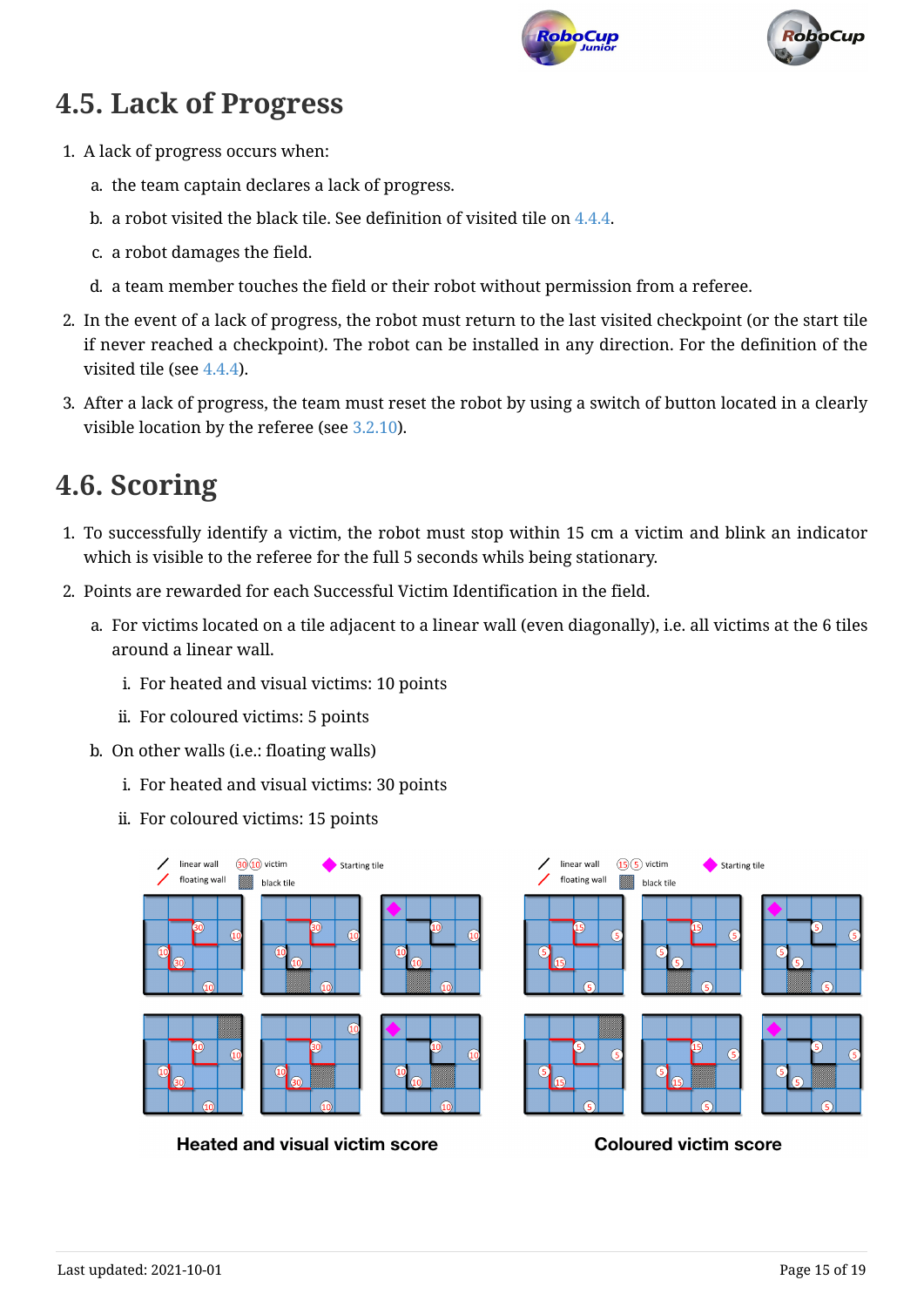## 4.5. Lack of Progress

1. A lack of progress occurs when:
   a. the team captain declares a lack of progress.
   b. a robot visited the black tile. See definition of visited tile on 4.4.4.
   c. a robot damages the field.
   d. a team member touches the field or their robot without permission from a referee.
2. In the event of a lack of progress, the robot must return to the last visited checkpoint (or the start tile if never reached a checkpoint). The robot can be installed in any direction. For the definition of the visited tile (see 4.4.4).
3. After a lack of progress, the team must reset the robot by using a switch of button located in a clearly visible location by the referee (see 3.2.10).

## 4.6. Scoring

1. To successfully identify a victim, the robot must stop within 15 cm a victim and blink an indicator which is visible to the referee for the full 5 seconds whils being stationary.
2. Points are rewarded for each Successful Victim Identification in the field.
   a. For victims located on a tile adjacent to a linear wall (even diagonally), i.e. all victims at the 6 tiles around a linear wall.
      i. For heated and visual victims: 10 points
      ii. For coloured victims: 5 points
   b. On other walls (i.e.: floating walls)
      i. For heated and visual victims: 30 points
      ii. For coloured victims: 15 points

Heated and visual victim score

Coloured victim score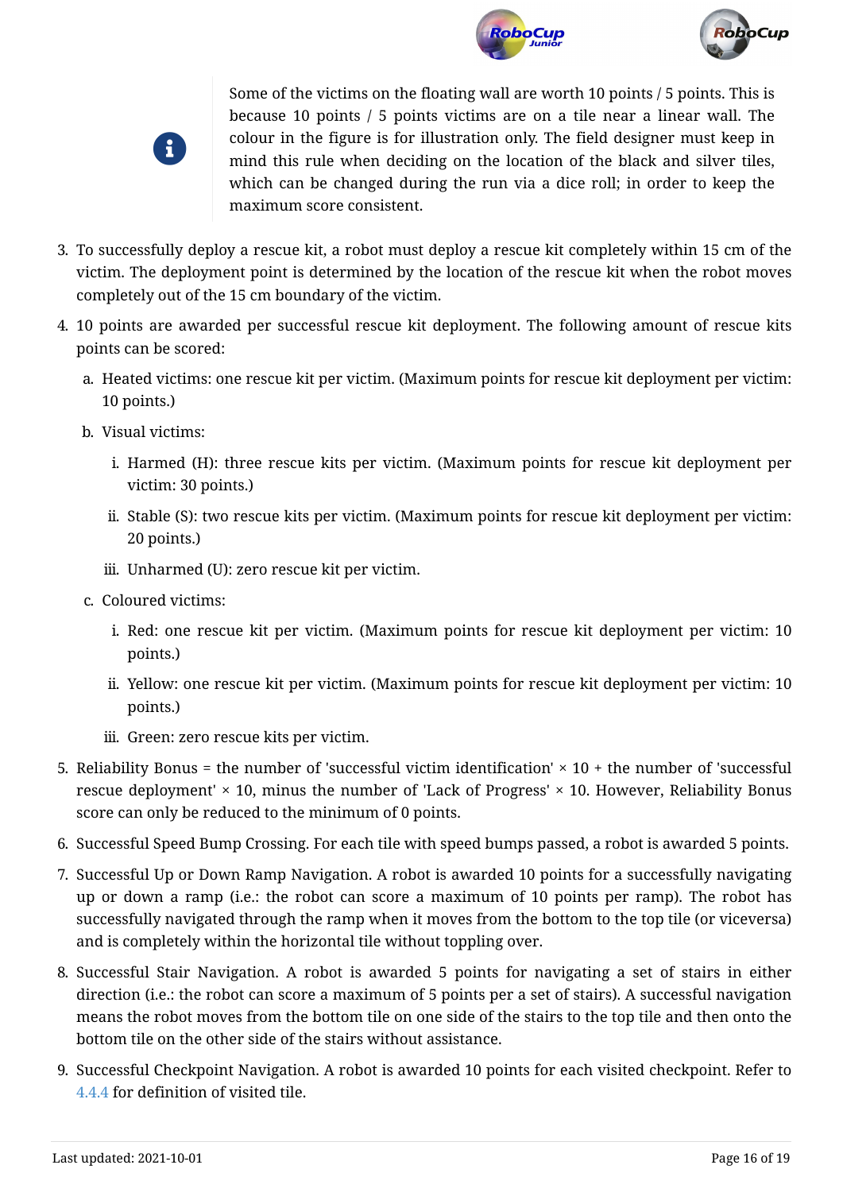> Some of the victims on the floating wall are worth 10 points / 5 points. This is because 10 points / 5 points victims are on a tile near a linear wall. The colour in the figure is for illustration only. The field designer must keep in mind this rule when deciding on the location of the black and silver tiles, which can be changed during the run via a dice roll; in order to keep the maximum score consistent.

3. To successfully deploy a rescue kit, a robot must deploy a rescue kit completely within 15 cm of the victim. The deployment point is determined by the location of the rescue kit when the robot moves completely out of the 15 cm boundary of the victim.
4. 10 points are awarded per successful rescue kit deployment. The following amount of rescue kits points can be scored:
   a. Heated victims: one rescue kit per victim. (Maximum points for rescue kit deployment per victim: 10 points.)
   b. Visual victims:
      i. Harmed (H): three rescue kits per victim. (Maximum points for rescue kit deployment per victim: 30 points.)
      ii. Stable (S): two rescue kits per victim. (Maximum points for rescue kit deployment per victim: 20 points.)
      iii. Unharmed (U): zero rescue kit per victim.
   c. Coloured victims:
      i. Red: one rescue kit per victim. (Maximum points for rescue kit deployment per victim: 10 points.)
      ii. Yellow: one rescue kit per victim. (Maximum points for rescue kit deployment per victim: 10 points.)
      iii. Green: zero rescue kits per victim.
5. Reliability Bonus = the number of 'successful victim identification' × 10 + the number of 'successful rescue deployment' × 10, minus the number of 'Lack of Progress' × 10. However, Reliability Bonus score can only be reduced to the minimum of 0 points.
6. Successful Speed Bump Crossing. For each tile with speed bumps passed, a robot is awarded 5 points.
7. Successful Up or Down Ramp Navigation. A robot is awarded 10 points for a successfully navigating up or down a ramp (i.e.: the robot can score a maximum of 10 points per ramp). The robot has successfully navigated through the ramp when it moves from the bottom to the top tile (or viceversa) and is completely within the horizontal tile without toppling over.
8. Successful Stair Navigation. A robot is awarded 5 points for navigating a set of stairs in either direction (i.e.: the robot can score a maximum of 5 points per a set of stairs). A successful navigation means the robot moves from the bottom tile on one side of the stairs to the top tile and then onto the bottom tile on the other side of the stairs without assistance.
9. Successful Checkpoint Navigation. A robot is awarded 10 points for each visited checkpoint. Refer to 4.4.4 for definition of visited tile.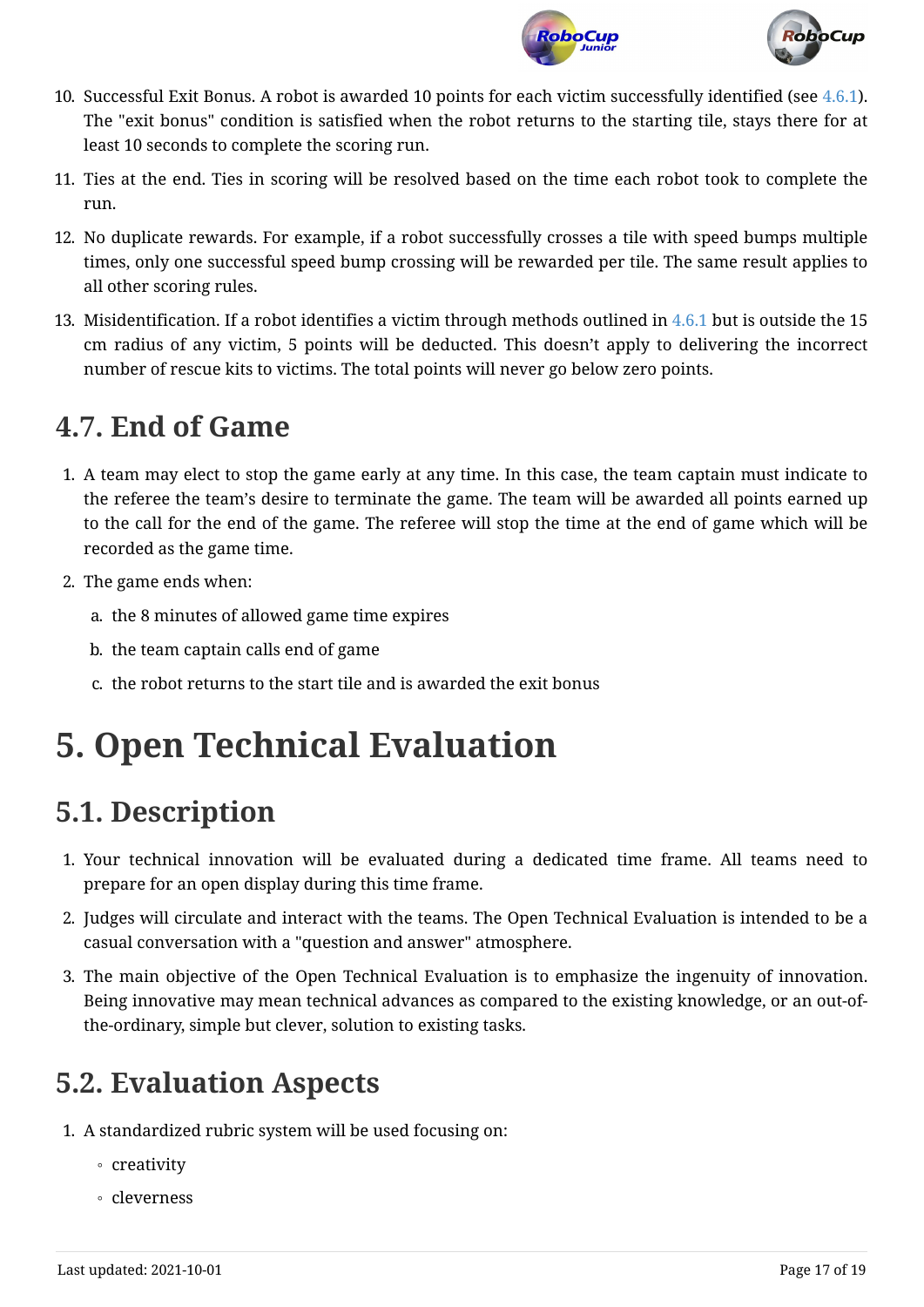10. Successful Exit Bonus. A robot is awarded 10 points for each victim successfully identified (see 4.6.1). The "exit bonus" condition is satisfied when the robot returns to the starting tile, stays there for at least 10 seconds to complete the scoring run.
11. Ties at the end. Ties in scoring will be resolved based on the time each robot took to complete the run.
12. No duplicate rewards. For example, if a robot successfully crosses a tile with speed bumps multiple times, only one successful speed bump crossing will be rewarded per tile. The same result applies to all other scoring rules.
13. Misidentification. If a robot identifies a victim through methods outlined in 4.6.1 but is outside the 15 cm radius of any victim, 5 points will be deducted. This doesn't apply to delivering the incorrect number of rescue kits to victims. The total points will never go below zero points.

## 4.7. End of Game

1. A team may elect to stop the game early at any time. In this case, the team captain must indicate to the referee the team's desire to terminate the game. The team will be awarded all points earned up to the call for the end of the game. The referee will stop the time at the end of game which will be recorded as the game time.
2. The game ends when:
   a. the 8 minutes of allowed game time expires
   b. the team captain calls end of game
   c. the robot returns to the start tile and is awarded the exit bonus

# 5. Open Technical Evaluation

## 5.1. Description

1. Your technical innovation will be evaluated during a dedicated time frame. All teams need to prepare for an open display during this time frame.
2. Judges will circulate and interact with the teams. The Open Technical Evaluation is intended to be a casual conversation with a "question and answer" atmosphere.
3. The main objective of the Open Technical Evaluation is to emphasize the ingenuity of innovation. Being innovative may mean technical advances as compared to the existing knowledge, or an out-of-the-ordinary, simple but clever, solution to existing tasks.

## 5.2. Evaluation Aspects

1. A standardized rubric system will be used focusing on:
   - creativity
   - cleverness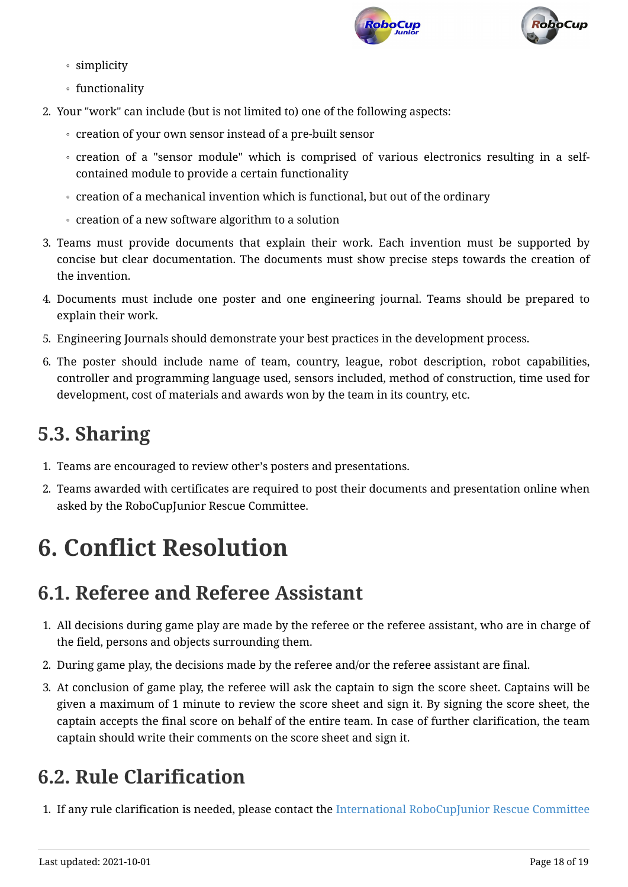- simplicity
- functionality

2. Your "work" can include (but is not limited to) one of the following aspects:
   - creation of your own sensor instead of a pre-built sensor
   - creation of a "sensor module" which is comprised of various electronics resulting in a self-contained module to provide a certain functionality
   - creation of a mechanical invention which is functional, but out of the ordinary
   - creation of a new software algorithm to a solution
3. Teams must provide documents that explain their work. Each invention must be supported by concise but clear documentation. The documents must show precise steps towards the creation of the invention.
4. Documents must include one poster and one engineering journal. Teams should be prepared to explain their work.
5. Engineering Journals should demonstrate your best practices in the development process.
6. The poster should include name of team, country, league, robot description, robot capabilities, controller and programming language used, sensors included, method of construction, time used for development, cost of materials and awards won by the team in its country, etc.

## 5.3. Sharing

1. Teams are encouraged to review other's posters and presentations.
2. Teams awarded with certificates are required to post their documents and presentation online when asked by the RoboCupJunior Rescue Committee.

# 6. Conflict Resolution

## 6.1. Referee and Referee Assistant

1. All decisions during game play are made by the referee or the referee assistant, who are in charge of the field, persons and objects surrounding them.
2. During game play, the decisions made by the referee and/or the referee assistant are final.
3. At conclusion of game play, the referee will ask the captain to sign the score sheet. Captains will be given a maximum of 1 minute to review the score sheet and sign it. By signing the score sheet, the captain accepts the final score on behalf of the entire team. In case of further clarification, the team captain should write their comments on the score sheet and sign it.

## 6.2. Rule Clarification

1. If any rule clarification is needed, please contact the International RoboCupJunior Rescue Committee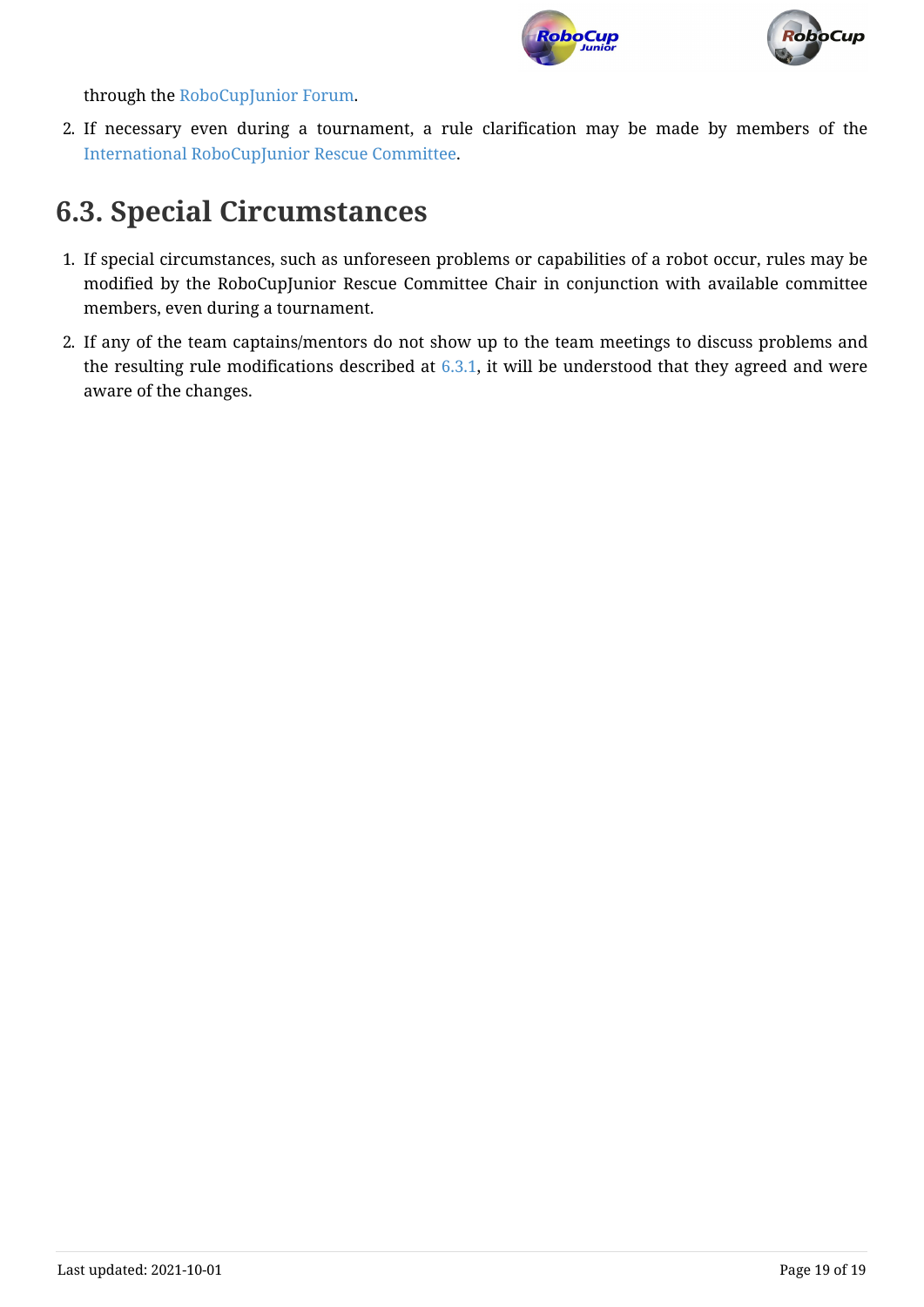through the RoboCupJunior Forum.

2. If necessary even during a tournament, a rule clarification may be made by members of the International RoboCupJunior Rescue Committee.

## 6.3. Special Circumstances

1. If special circumstances, such as unforeseen problems or capabilities of a robot occur, rules may be modified by the RoboCupJunior Rescue Committee Chair in conjunction with available committee members, even during a tournament.
2. If any of the team captains/mentors do not show up to the team meetings to discuss problems and the resulting rule modifications described at 6.3.1, it will be understood that they agreed and were aware of the changes.